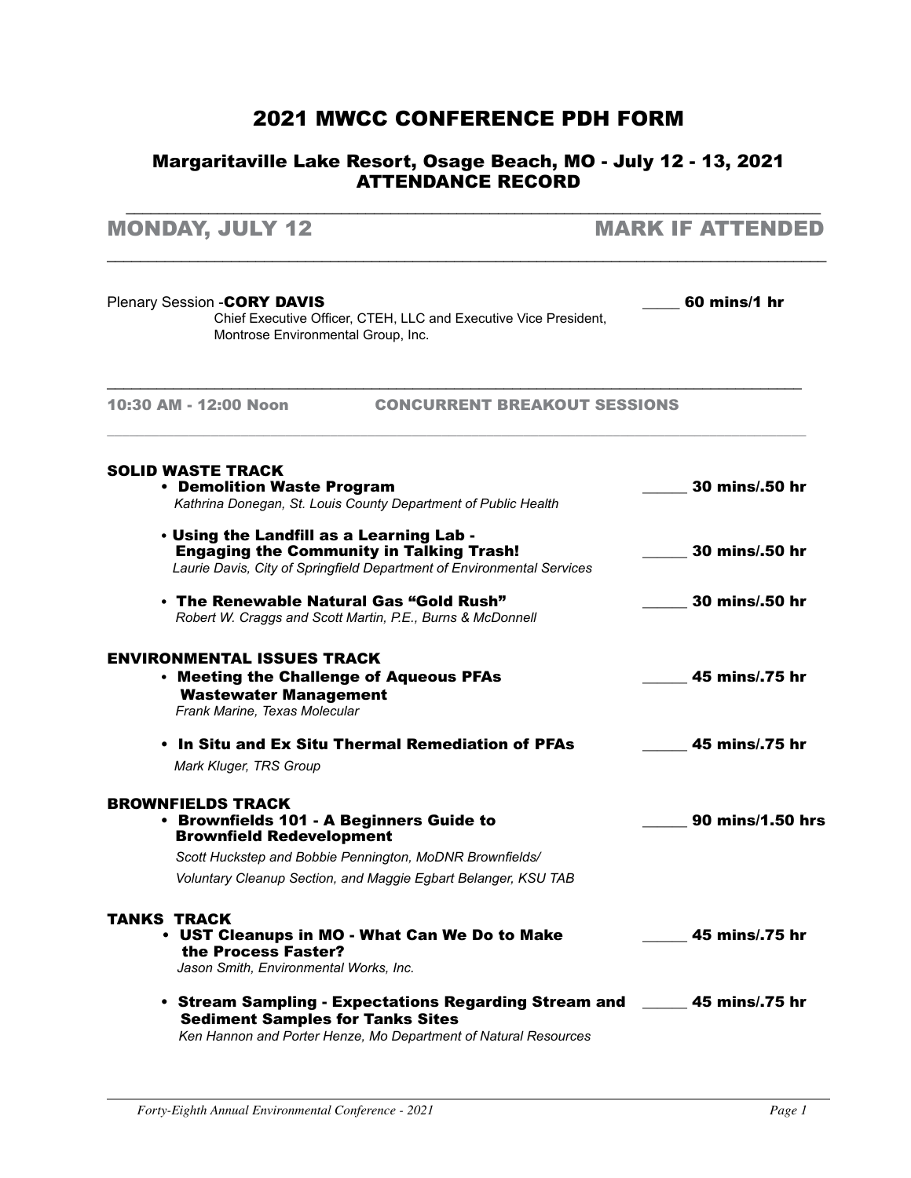# 2021 MWCC CONFERENCE PDH FORM

## Margaritaville Lake Resort, Osage Beach, MO - July 12 - 13, 2021
## ATTENDANCE RECORD

## MONDAY, JULY 12 — MARK IF ATTENDED

Plenary Session -**CORY DAVIS** ____ **60 mins/1 hr**
Chief Executive Officer, CTEH, LLC and Executive Vice President, Montrose Environmental Group, Inc.

### 10:30 AM - 12:00 Noon — CONCURRENT BREAKOUT SESSIONS

**SOLID WASTE TRACK**

- **Demolition Waste Program** _____ **30 mins/.50 hr**
  *Kathrina Donegan, St. Louis County Department of Public Health*
- **Using the Landfill as a Learning Lab - Engaging the Community in Talking Trash!** _____ **30 mins/.50 hr**
  *Laurie Davis, City of Springfield Department of Environmental Services*
- **The Renewable Natural Gas "Gold Rush"** _____ **30 mins/.50 hr**
  *Robert W. Craggs and Scott Martin, P.E., Burns & McDonnell*

**ENVIRONMENTAL ISSUES TRACK**

- **Meeting the Challenge of Aqueous PFAs Wastewater Management** _____ **45 mins/.75 hr**
  *Frank Marine, Texas Molecular*
- **In Situ and Ex Situ Thermal Remediation of PFAs** _____ **45 mins/.75 hr**
  *Mark Kluger, TRS Group*

**BROWNFIELDS TRACK**

- **Brownfields 101 - A Beginners Guide to Brownfield Redevelopment** _____ **90 mins/1.50 hrs**
  *Scott Huckstep and Bobbie Pennington, MoDNR Brownfields/ Voluntary Cleanup Section, and Maggie Egbart Belanger, KSU TAB*

**TANKS TRACK**

- **UST Cleanups in MO - What Can We Do to Make the Process Faster?** _____ **45 mins/.75 hr**
  *Jason Smith, Environmental Works, Inc.*
- **Stream Sampling - Expectations Regarding Stream and Sediment Samples for Tanks Sites** _____ **45 mins/.75 hr**
  *Ken Hannon and Porter Henze, Mo Department of Natural Resources*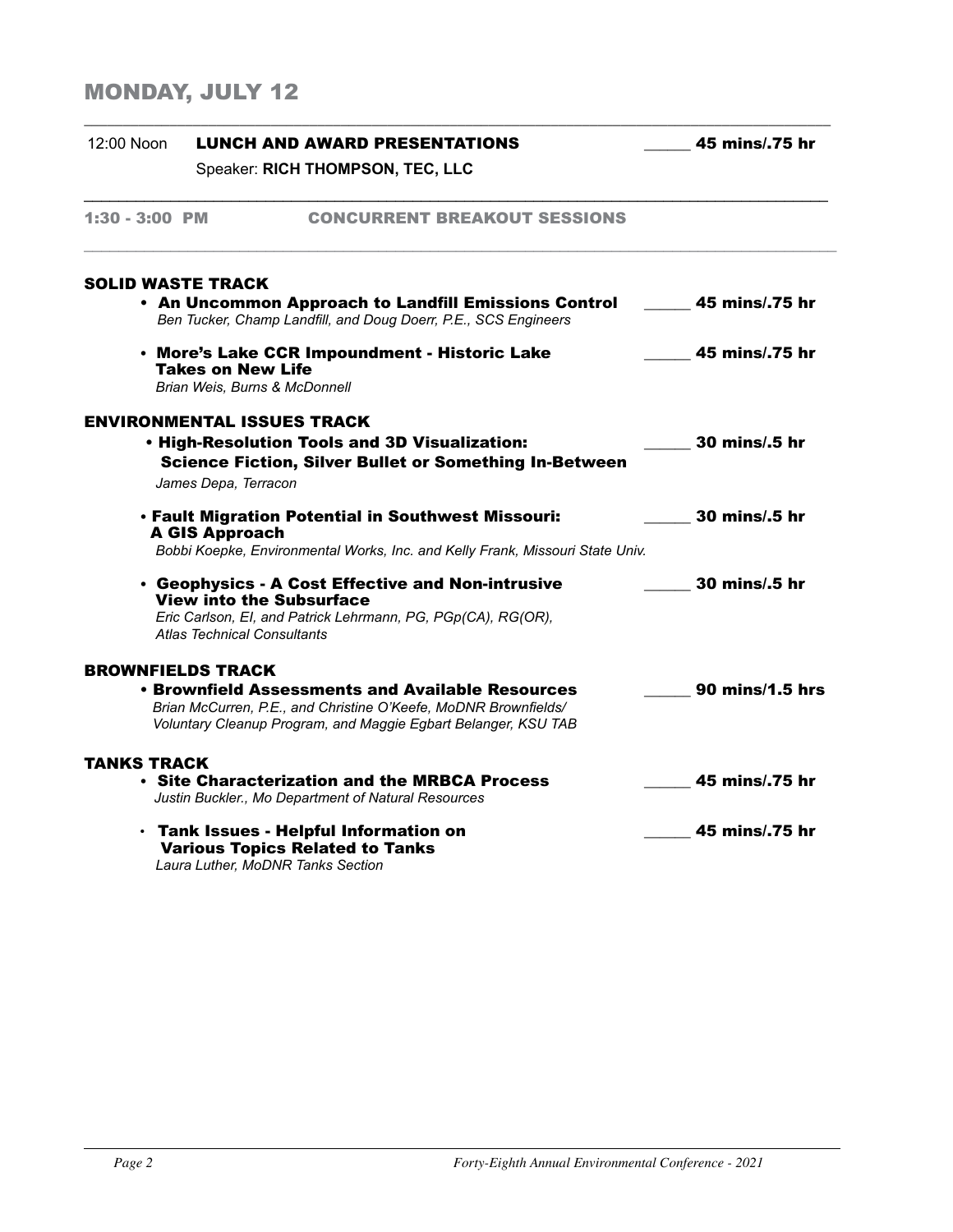## MONDAY, JULY 12

12:00 Noon **LUNCH AND AWARD PRESENTATIONS** _____ **45 mins/.75 hr**

Speaker: **RICH THOMPSON, TEC, LLC**

### 1:30 - 3:00 PM CONCURRENT BREAKOUT SESSIONS

### SOLID WASTE TRACK

- **An Uncommon Approach to Landfill Emissions Control** _____ **45 mins/.75 hr**
  *Ben Tucker, Champ Landfill, and Doug Doerr, P.E., SCS Engineers*
- **More's Lake CCR Impoundment - Historic Lake Takes on New Life** _____ **45 mins/.75 hr**
  *Brian Weis, Burns & McDonnell*

### ENVIRONMENTAL ISSUES TRACK

- **High-Resolution Tools and 3D Visualization: Science Fiction, Silver Bullet or Something In-Between** _____ **30 mins/.5 hr**
  *James Depa, Terracon*
- **Fault Migration Potential in Southwest Missouri: A GIS Approach** _____ **30 mins/.5 hr**
  *Bobbi Koepke, Environmental Works, Inc. and Kelly Frank, Missouri State Univ.*
- **Geophysics - A Cost Effective and Non-intrusive View into the Subsurface** _____ **30 mins/.5 hr**
  *Eric Carlson, EI, and Patrick Lehrmann, PG, PGp(CA), RG(OR), Atlas Technical Consultants*

### BROWNFIELDS TRACK

- **Brownfield Assessments and Available Resources** _____ **90 mins/1.5 hrs**
  *Brian McCurren, P.E., and Christine O'Keefe, MoDNR Brownfields/ Voluntary Cleanup Program, and Maggie Egbart Belanger, KSU TAB*

### TANKS TRACK

- **Site Characterization and the MRBCA Process** _____ **45 mins/.75 hr**
  *Justin Buckler., Mo Department of Natural Resources*
- **Tank Issues - Helpful Information on Various Topics Related to Tanks** _____ **45 mins/.75 hr**
  *Laura Luther, MoDNR Tanks Section*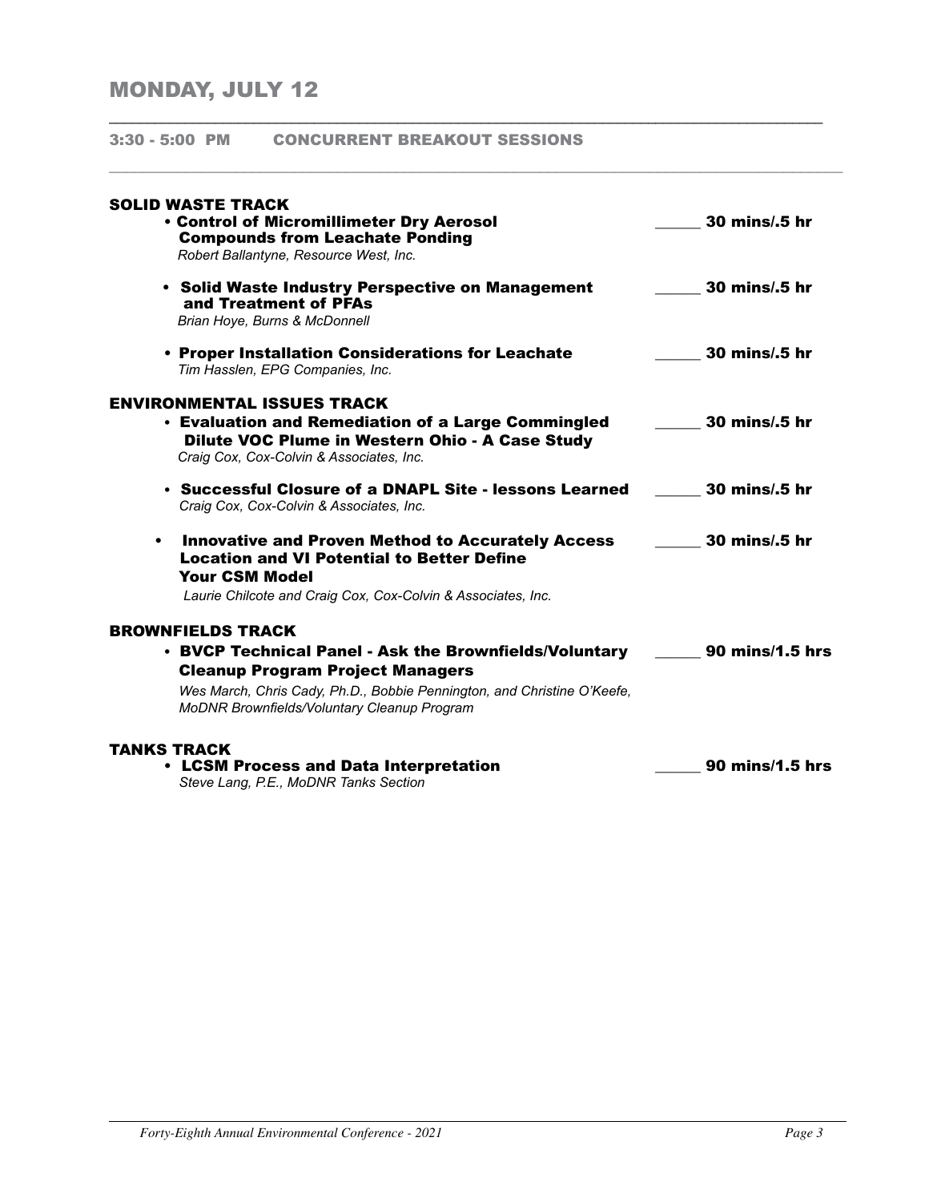# MONDAY, JULY 12

## 3:30 - 5:00 PM CONCURRENT BREAKOUT SESSIONS

### SOLID WASTE TRACK

- **Control of Micromillimeter Dry Aerosol Compounds from Leachate Ponding** ______ 30 mins/.5 hr
  *Robert Ballantyne, Resource West, Inc.*

- **Solid Waste Industry Perspective on Management and Treatment of PFAs** ______ 30 mins/.5 hr
  *Brian Hoye, Burns & McDonnell*

- **Proper Installation Considerations for Leachate** ______ 30 mins/.5 hr
  *Tim Hasslen, EPG Companies, Inc.*

### ENVIRONMENTAL ISSUES TRACK

- **Evaluation and Remediation of a Large Commingled Dilute VOC Plume in Western Ohio - A Case Study** ______ 30 mins/.5 hr
  *Craig Cox, Cox-Colvin & Associates, Inc.*

- **Successful Closure of a DNAPL Site - lessons Learned** ______ 30 mins/.5 hr
  *Craig Cox, Cox-Colvin & Associates, Inc.*

- **Innovative and Proven Method to Accurately Access Location and VI Potential to Better Define Your CSM Model** ______ 30 mins/.5 hr
  *Laurie Chilcote and Craig Cox, Cox-Colvin & Associates, Inc.*

### BROWNFIELDS TRACK

- **BVCP Technical Panel - Ask the Brownfields/Voluntary Cleanup Program Project Managers** ______ 90 mins/1.5 hrs
  *Wes March, Chris Cady, Ph.D., Bobbie Pennington, and Christine O'Keefe, MoDNR Brownfields/Voluntary Cleanup Program*

### TANKS TRACK

- **LCSM Process and Data Interpretation** ______ 90 mins/1.5 hrs
  *Steve Lang, P.E., MoDNR Tanks Section*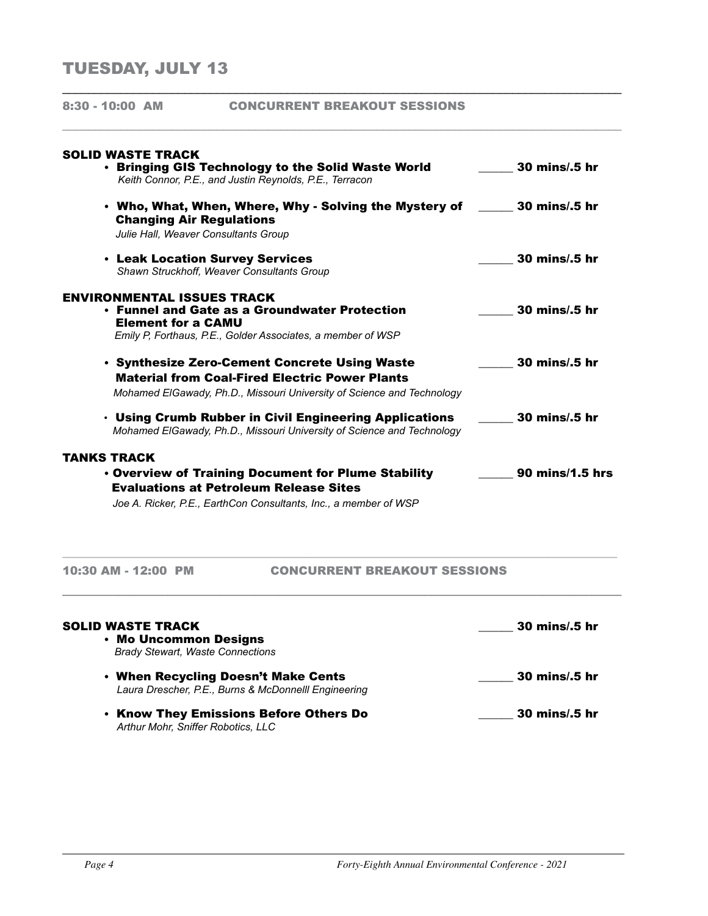# TUESDAY, JULY 13

## 8:30 - 10:00 AM CONCURRENT BREAKOUT SESSIONS

### SOLID WASTE TRACK

- **Bringing GIS Technology to the Solid Waste World** ______ 30 mins/.5 hr
  *Keith Connor, P.E., and Justin Reynolds, P.E., Terracon*

- **Who, What, When, Where, Why - Solving the Mystery of Changing Air Regulations** ______ 30 mins/.5 hr
  *Julie Hall, Weaver Consultants Group*

- **Leak Location Survey Services** ______ 30 mins/.5 hr
  *Shawn Struckhoff, Weaver Consultants Group*

### ENVIRONMENTAL ISSUES TRACK

- **Funnel and Gate as a Groundwater Protection Element for a CAMU** ______ 30 mins/.5 hr
  *Emily P, Forthaus, P.E., Golder Associates, a member of WSP*

- **Synthesize Zero-Cement Concrete Using Waste Material from Coal-Fired Electric Power Plants** ______ 30 mins/.5 hr
  *Mohamed ElGawady, Ph.D., Missouri University of Science and Technology*

- **Using Crumb Rubber in Civil Engineering Applications** ______ 30 mins/.5 hr
  *Mohamed ElGawady, Ph.D., Missouri University of Science and Technology*

### TANKS TRACK

- **Overview of Training Document for Plume Stability Evaluations at Petroleum Release Sites** ______ 90 mins/1.5 hrs
  *Joe A. Ricker, P.E., EarthCon Consultants, Inc., a member of WSP*

## 10:30 AM - 12:00 PM CONCURRENT BREAKOUT SESSIONS

### SOLID WASTE TRACK

- **Mo Uncommon Designs** ______ 30 mins/.5 hr
  *Brady Stewart, Waste Connections*

- **When Recycling Doesn't Make Cents** ______ 30 mins/.5 hr
  *Laura Drescher, P.E., Burns & McDonnelll Engineering*

- **Know They Emissions Before Others Do** ______ 30 mins/.5 hr
  *Arthur Mohr, Sniffer Robotics, LLC*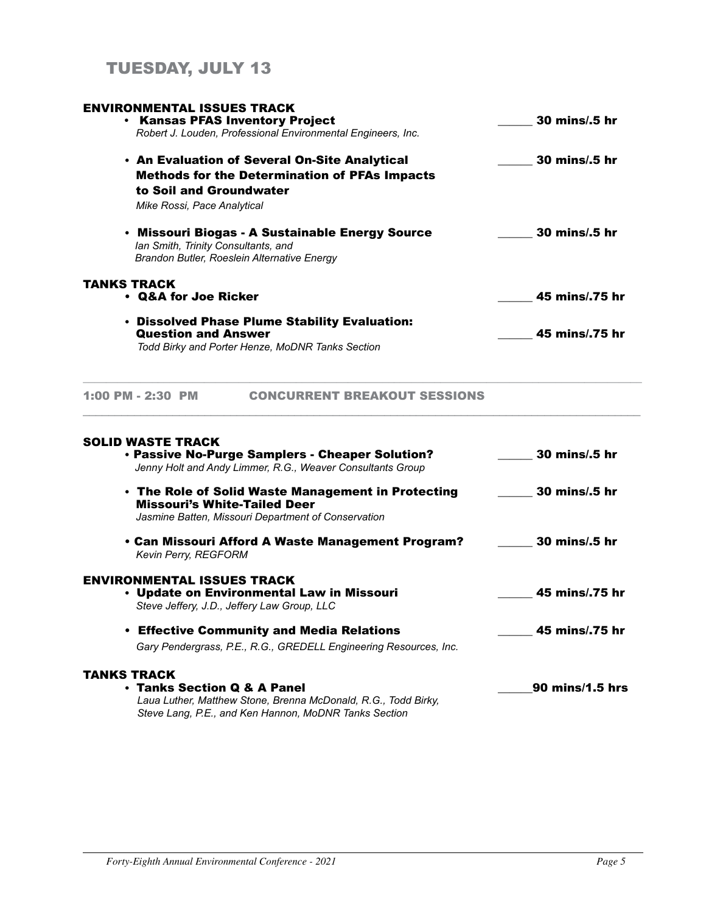# TUESDAY, JULY 13

### ENVIRONMENTAL ISSUES TRACK

- **Kansas PFAS Inventory Project** ______ 30 mins/.5 hr
  *Robert J. Louden, Professional Environmental Engineers, Inc.*
- **An Evaluation of Several On-Site Analytical Methods for the Determination of PFAs Impacts to Soil and Groundwater** ______ 30 mins/.5 hr
  *Mike Rossi, Pace Analytical*
- **Missouri Biogas - A Sustainable Energy Source** ______ 30 mins/.5 hr
  *Ian Smith, Trinity Consultants, and Brandon Butler, Roeslein Alternative Energy*

### TANKS TRACK

- **Q&A for Joe Ricker** ______ 45 mins/.75 hr
- **Dissolved Phase Plume Stability Evaluation: Question and Answer** ______ 45 mins/.75 hr
  *Todd Birky and Porter Henze, MoDNR Tanks Section*

## 1:00 PM - 2:30 PM CONCURRENT BREAKOUT SESSIONS

### SOLID WASTE TRACK

- **Passive No-Purge Samplers - Cheaper Solution?** ______ 30 mins/.5 hr
  *Jenny Holt and Andy Limmer, R.G., Weaver Consultants Group*
- **The Role of Solid Waste Management in Protecting Missouri's White-Tailed Deer** ______ 30 mins/.5 hr
  *Jasmine Batten, Missouri Department of Conservation*
- **Can Missouri Afford A Waste Management Program?** ______ 30 mins/.5 hr
  *Kevin Perry, REGFORM*

### ENVIRONMENTAL ISSUES TRACK

- **Update on Environmental Law in Missouri** ______ 45 mins/.75 hr
  *Steve Jeffery, J.D., Jeffery Law Group, LLC*
- **Effective Community and Media Relations** ______ 45 mins/.75 hr
  *Gary Pendergrass, P.E., R.G., GREDELL Engineering Resources, Inc.*

### TANKS TRACK

- **Tanks Section Q & A Panel** ______90 mins/1.5 hrs
  *Laua Luther, Matthew Stone, Brenna McDonald, R.G., Todd Birky, Steve Lang, P.E., and Ken Hannon, MoDNR Tanks Section*